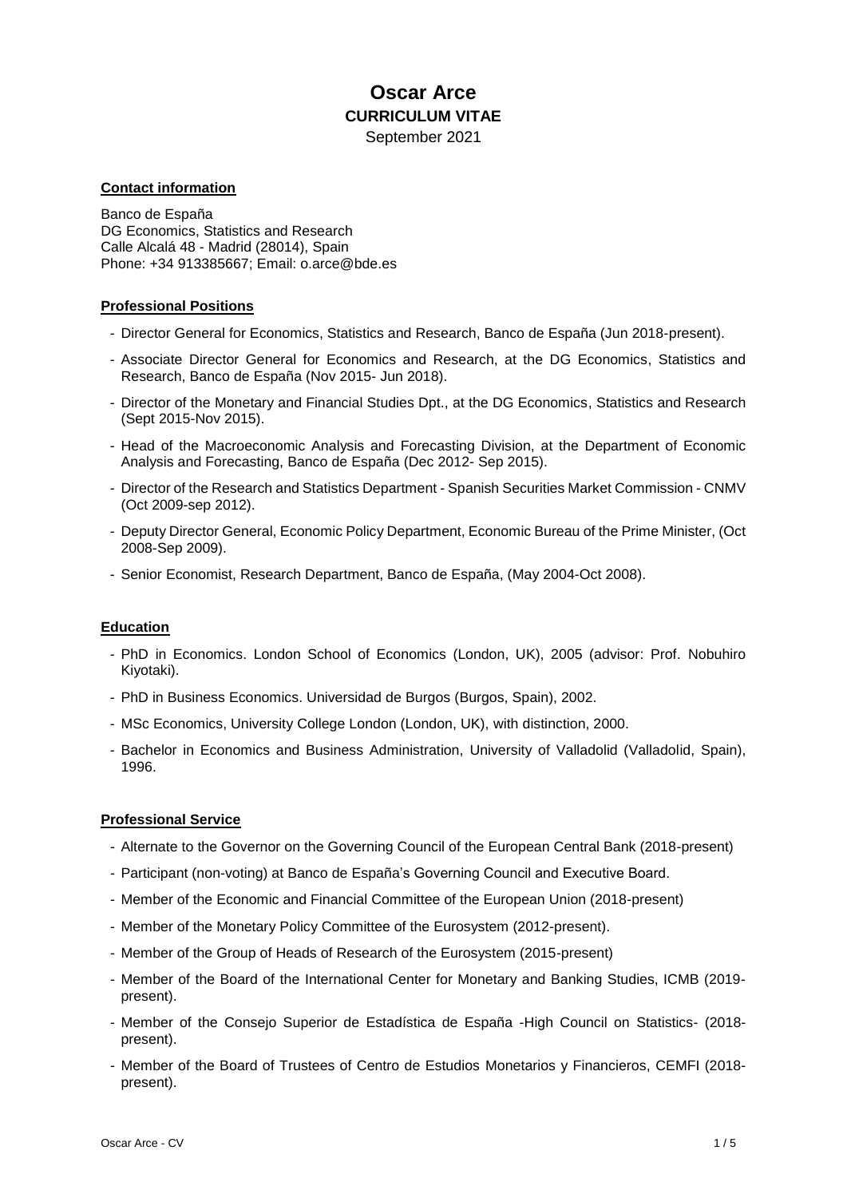# Oscar Arce

## CURRICULUM VITAE

September 2021

### Contact information

Banco de España
DG Economics, Statistics and Research
Calle Alcalá 48 - Madrid (28014), Spain
Phone: +34 913385667; Email: o.arce@bde.es

### Professional Positions

- Director General for Economics, Statistics and Research, Banco de España (Jun 2018-present).
- Associate Director General for Economics and Research, at the DG Economics, Statistics and Research, Banco de España (Nov 2015- Jun 2018).
- Director of the Monetary and Financial Studies Dpt., at the DG Economics, Statistics and Research (Sept 2015-Nov 2015).
- Head of the Macroeconomic Analysis and Forecasting Division, at the Department of Economic Analysis and Forecasting, Banco de España (Dec 2012- Sep 2015).
- Director of the Research and Statistics Department - Spanish Securities Market Commission - CNMV (Oct 2009-sep 2012).
- Deputy Director General, Economic Policy Department, Economic Bureau of the Prime Minister, (Oct 2008-Sep 2009).
- Senior Economist, Research Department, Banco de España, (May 2004-Oct 2008).

### Education

- PhD in Economics. London School of Economics (London, UK), 2005 (advisor: Prof. Nobuhiro Kiyotaki).
- PhD in Business Economics. Universidad de Burgos (Burgos, Spain), 2002.
- MSc Economics, University College London (London, UK), with distinction, 2000.
- Bachelor in Economics and Business Administration, University of Valladolid (Valladolid, Spain), 1996.

### Professional Service

- Alternate to the Governor on the Governing Council of the European Central Bank (2018-present)
- Participant (non-voting) at Banco de España's Governing Council and Executive Board.
- Member of the Economic and Financial Committee of the European Union (2018-present)
- Member of the Monetary Policy Committee of the Eurosystem (2012-present).
- Member of the Group of Heads of Research of the Eurosystem (2015-present)
- Member of the Board of the International Center for Monetary and Banking Studies, ICMB (2019-present).
- Member of the Consejo Superior de Estadística de España -High Council on Statistics- (2018-present).
- Member of the Board of Trustees of Centro de Estudios Monetarios y Financieros, CEMFI (2018-present).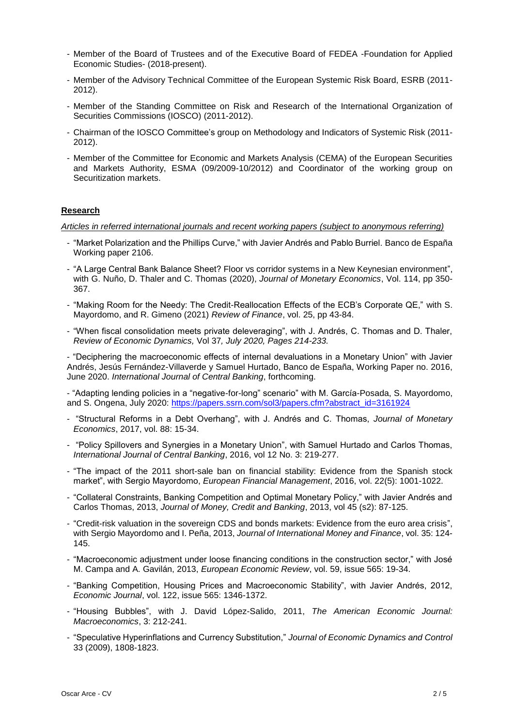- Member of the Board of Trustees and of the Executive Board of FEDEA -Foundation for Applied Economic Studies- (2018-present).
- Member of the Advisory Technical Committee of the European Systemic Risk Board, ESRB (2011-2012).
- Member of the Standing Committee on Risk and Research of the International Organization of Securities Commissions (IOSCO) (2011-2012).
- Chairman of the IOSCO Committee's group on Methodology and Indicators of Systemic Risk (2011-2012).
- Member of the Committee for Economic and Markets Analysis (CEMA) of the European Securities and Markets Authority, ESMA (09/2009-10/2012) and Coordinator of the working group on Securitization markets.

## Research

*Articles in referred international journals and recent working papers (subject to anonymous referring)*

- "Market Polarization and the Phillips Curve," with Javier Andrés and Pablo Burriel. Banco de España Working paper 2106.
- "A Large Central Bank Balance Sheet? Floor vs corridor systems in a New Keynesian environment", with G. Nuño, D. Thaler and C. Thomas (2020), *Journal of Monetary Economics*, Vol. 114, pp 350-367.
- "Making Room for the Needy: The Credit-Reallocation Effects of the ECB's Corporate QE," with S. Mayordomo, and R. Gimeno (2021) *Review of Finance*, vol. 25, pp 43-84.
- "When fiscal consolidation meets private deleveraging", with J. Andrés, C. Thomas and D. Thaler, *Review of Economic Dynamics,* Vol 37*, July 2020, Pages 214-233.*

- "Deciphering the macroeconomic effects of internal devaluations in a Monetary Union" with Javier Andrés, Jesús Fernández-Villaverde y Samuel Hurtado, Banco de España, Working Paper no. 2016, June 2020. *International Journal of Central Banking*, forthcoming.

- "Adapting lending policies in a "negative-for-long" scenario" with M. García-Posada, S. Mayordomo, and S. Ongena, July 2020: https://papers.ssrn.com/sol3/papers.cfm?abstract_id=3161924

- "Structural Reforms in a Debt Overhang", with J. Andrés and C. Thomas, *Journal of Monetary Economics*, 2017, vol. 88: 15-34.
- "Policy Spillovers and Synergies in a Monetary Union", with Samuel Hurtado and Carlos Thomas, *International Journal of Central Banking*, 2016, vol 12 No. 3: 219-277.
- "The impact of the 2011 short-sale ban on financial stability: Evidence from the Spanish stock market", with Sergio Mayordomo, *European Financial Management*, 2016, vol. 22(5): 1001-1022.
- "Collateral Constraints, Banking Competition and Optimal Monetary Policy," with Javier Andrés and Carlos Thomas, 2013, *Journal of Money, Credit and Banking*, 2013, vol 45 (s2): 87-125.
- "Credit-risk valuation in the sovereign CDS and bonds markets: Evidence from the euro area crisis", with Sergio Mayordomo and I. Peña, 2013, *Journal of International Money and Finance*, vol. 35: 124-145.
- "Macroeconomic adjustment under loose financing conditions in the construction sector," with José M. Campa and A. Gavilán, 2013, *European Economic Review*, vol. 59, issue 565: 19-34.
- "Banking Competition, Housing Prices and Macroeconomic Stability", with Javier Andrés, 2012, *Economic Journal*, vol. 122, issue 565: 1346-1372.
- "Housing Bubbles", with J. David López-Salido, 2011, *The American Economic Journal: Macroeconomics*, 3: 212-241.
- "Speculative Hyperinflations and Currency Substitution," *Journal of Economic Dynamics and Control* 33 (2009), 1808-1823.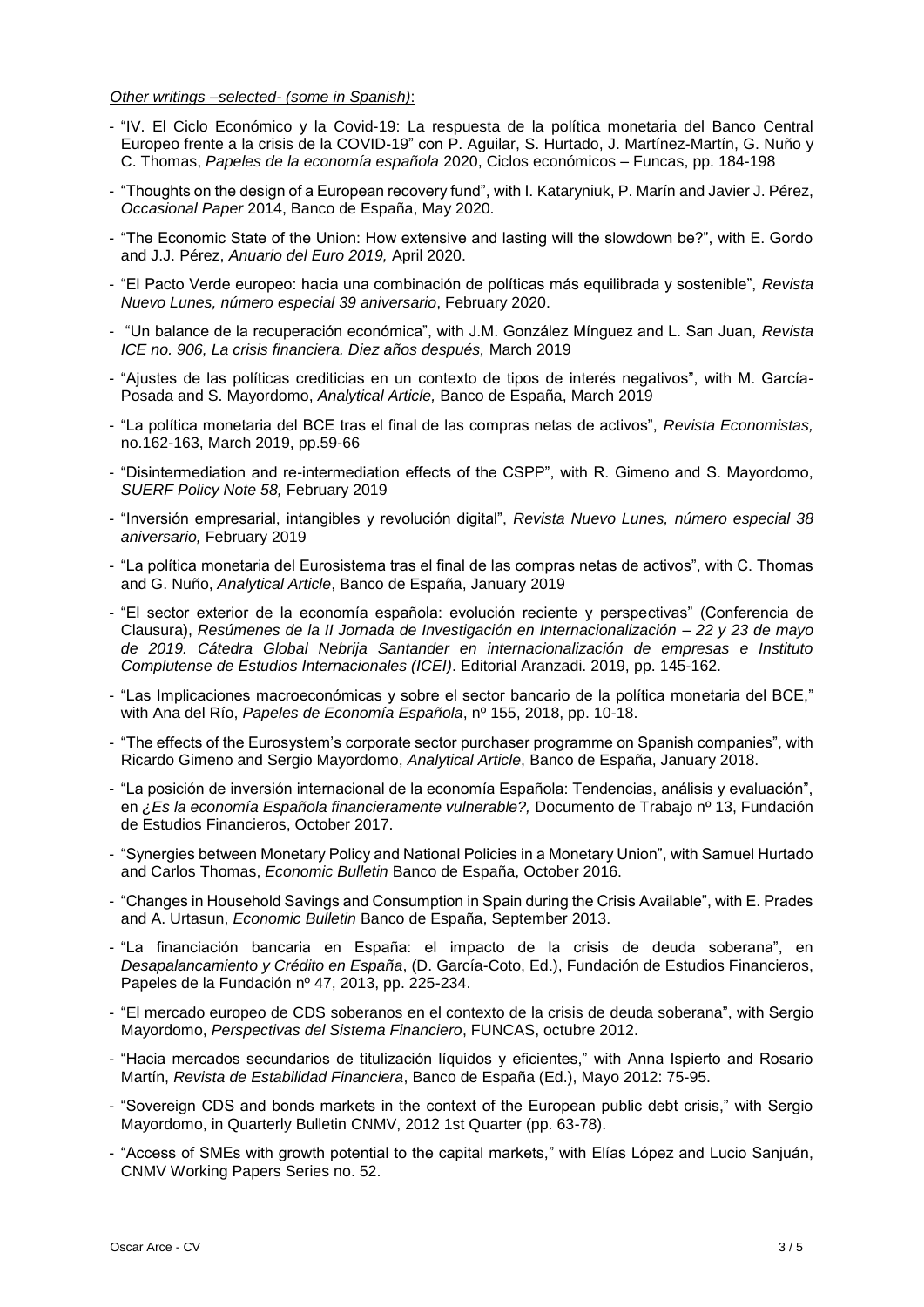*Other writings –selected- (some in Spanish)*:

- "IV. El Ciclo Económico y la Covid-19: La respuesta de la política monetaria del Banco Central Europeo frente a la crisis de la COVID-19" con P. Aguilar, S. Hurtado, J. Martínez-Martín, G. Nuño y C. Thomas, *Papeles de la economía española* 2020, Ciclos económicos – Funcas, pp. 184-198
- "Thoughts on the design of a European recovery fund", with I. Kataryniuk, P. Marín and Javier J. Pérez, *Occasional Paper* 2014, Banco de España, May 2020.
- "The Economic State of the Union: How extensive and lasting will the slowdown be?", with E. Gordo and J.J. Pérez, *Anuario del Euro 2019,* April 2020.
- "El Pacto Verde europeo: hacia una combinación de políticas más equilibrada y sostenible", *Revista Nuevo Lunes, número especial 39 aniversario*, February 2020.
- "Un balance de la recuperación económica", with J.M. González Mínguez and L. San Juan, *Revista ICE no. 906, La crisis financiera. Diez años después,* March 2019
- "Ajustes de las políticas crediticias en un contexto de tipos de interés negativos", with M. García-Posada and S. Mayordomo, *Analytical Article,* Banco de España, March 2019
- "La política monetaria del BCE tras el final de las compras netas de activos", *Revista Economistas,* no.162-163, March 2019, pp.59-66
- "Disintermediation and re-intermediation effects of the CSPP", with R. Gimeno and S. Mayordomo, *SUERF Policy Note 58,* February 2019
- "Inversión empresarial, intangibles y revolución digital", *Revista Nuevo Lunes, número especial 38 aniversario,* February 2019
- "La política monetaria del Eurosistema tras el final de las compras netas de activos", with C. Thomas and G. Nuño, *Analytical Article*, Banco de España, January 2019
- "El sector exterior de la economía española: evolución reciente y perspectivas" (Conferencia de Clausura), *Resúmenes de la II Jornada de Investigación en Internacionalización – 22 y 23 de mayo de 2019. Cátedra Global Nebrija Santander en internacionalización de empresas e Instituto Complutense de Estudios Internacionales (ICEI)*. Editorial Aranzadi. 2019, pp. 145-162.
- "Las Implicaciones macroeconómicas y sobre el sector bancario de la política monetaria del BCE," with Ana del Río, *Papeles de Economía Española*, nº 155, 2018, pp. 10-18.
- "The effects of the Eurosystem's corporate sector purchaser programme on Spanish companies", with Ricardo Gimeno and Sergio Mayordomo, *Analytical Article*, Banco de España, January 2018.
- "La posición de inversión internacional de la economía Española: Tendencias, análisis y evaluación", en *¿Es la economía Española financieramente vulnerable?,* Documento de Trabajo nº 13, Fundación de Estudios Financieros, October 2017.
- "Synergies between Monetary Policy and National Policies in a Monetary Union", with Samuel Hurtado and Carlos Thomas, *Economic Bulletin* Banco de España, October 2016.
- "Changes in Household Savings and Consumption in Spain during the Crisis Available", with E. Prades and A. Urtasun, *Economic Bulletin* Banco de España, September 2013.
- "La financiación bancaria en España: el impacto de la crisis de deuda soberana", en *Desapalancamiento y Crédito en España*, (D. García-Coto, Ed.), Fundación de Estudios Financieros, Papeles de la Fundación nº 47, 2013, pp. 225-234.
- "El mercado europeo de CDS soberanos en el contexto de la crisis de deuda soberana", with Sergio Mayordomo, *Perspectivas del Sistema Financiero*, FUNCAS, octubre 2012.
- "Hacia mercados secundarios de titulización líquidos y eficientes," with Anna Ispierto and Rosario Martín, *Revista de Estabilidad Financiera*, Banco de España (Ed.), Mayo 2012: 75-95.
- "Sovereign CDS and bonds markets in the context of the European public debt crisis," with Sergio Mayordomo, in Quarterly Bulletin CNMV, 2012 1st Quarter (pp. 63-78).
- "Access of SMEs with growth potential to the capital markets," with Elías López and Lucio Sanjuán, CNMV Working Papers Series no. 52.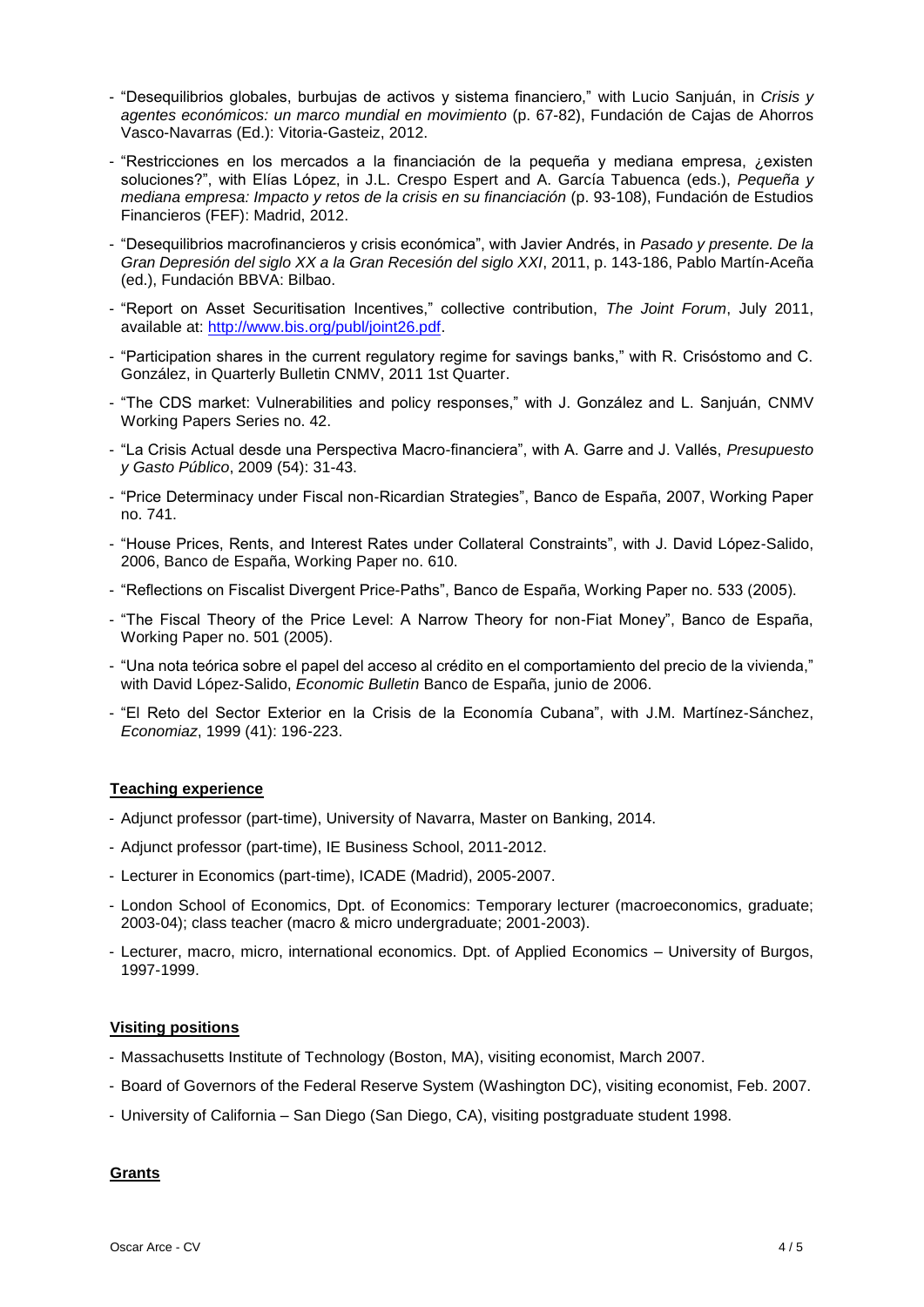- "Desequilibrios globales, burbujas de activos y sistema financiero," with Lucio Sanjuán, in *Crisis y agentes económicos: un marco mundial en movimiento* (p. 67-82), Fundación de Cajas de Ahorros Vasco-Navarras (Ed.): Vitoria-Gasteiz, 2012.
- "Restricciones en los mercados a la financiación de la pequeña y mediana empresa, ¿existen soluciones?", with Elías López, in J.L. Crespo Espert and A. García Tabuenca (eds.), *Pequeña y mediana empresa: Impacto y retos de la crisis en su financiación* (p. 93-108), Fundación de Estudios Financieros (FEF): Madrid, 2012.
- "Desequilibrios macrofinancieros y crisis económica", with Javier Andrés, in *Pasado y presente. De la Gran Depresión del siglo XX a la Gran Recesión del siglo XXI*, 2011, p. 143-186, Pablo Martín-Aceña (ed.), Fundación BBVA: Bilbao.
- "Report on Asset Securitisation Incentives," collective contribution, *The Joint Forum*, July 2011, available at: http://www.bis.org/publ/joint26.pdf.
- "Participation shares in the current regulatory regime for savings banks," with R. Crisóstomo and C. González, in Quarterly Bulletin CNMV, 2011 1st Quarter.
- "The CDS market: Vulnerabilities and policy responses," with J. González and L. Sanjuán, CNMV Working Papers Series no. 42.
- "La Crisis Actual desde una Perspectiva Macro-financiera", with A. Garre and J. Vallés, *Presupuesto y Gasto Público*, 2009 (54): 31-43.
- "Price Determinacy under Fiscal non-Ricardian Strategies", Banco de España, 2007, Working Paper no. 741.
- "House Prices, Rents, and Interest Rates under Collateral Constraints", with J. David López-Salido, 2006, Banco de España, Working Paper no. 610.
- "Reflections on Fiscalist Divergent Price-Paths", Banco de España, Working Paper no. 533 (2005).
- "The Fiscal Theory of the Price Level: A Narrow Theory for non-Fiat Money", Banco de España, Working Paper no. 501 (2005).
- "Una nota teórica sobre el papel del acceso al crédito en el comportamiento del precio de la vivienda," with David López-Salido, *Economic Bulletin* Banco de España, junio de 2006.
- "El Reto del Sector Exterior en la Crisis de la Economía Cubana", with J.M. Martínez-Sánchez, *Economiaz*, 1999 (41): 196-223.

## Teaching experience

- Adjunct professor (part-time), University of Navarra, Master on Banking, 2014.
- Adjunct professor (part-time), IE Business School, 2011-2012.
- Lecturer in Economics (part-time), ICADE (Madrid), 2005-2007.
- London School of Economics, Dpt. of Economics: Temporary lecturer (macroeconomics, graduate; 2003-04); class teacher (macro & micro undergraduate; 2001-2003).
- Lecturer, macro, micro, international economics. Dpt. of Applied Economics – University of Burgos, 1997-1999.

## Visiting positions

- Massachusetts Institute of Technology (Boston, MA), visiting economist, March 2007.
- Board of Governors of the Federal Reserve System (Washington DC), visiting economist, Feb. 2007.
- University of California – San Diego (San Diego, CA), visiting postgraduate student 1998.

## Grants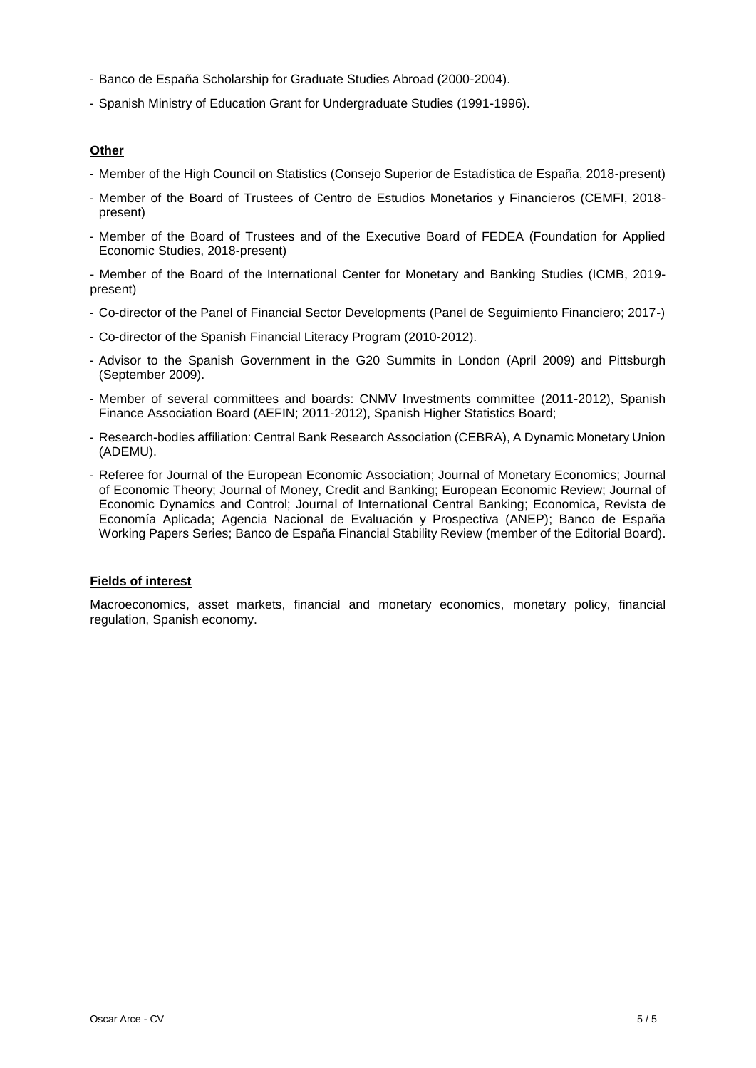- Banco de España Scholarship for Graduate Studies Abroad (2000-2004).
- Spanish Ministry of Education Grant for Undergraduate Studies (1991-1996).

**Other**

- Member of the High Council on Statistics (Consejo Superior de Estadística de España, 2018-present)
- Member of the Board of Trustees of Centro de Estudios Monetarios y Financieros (CEMFI, 2018-present)
- Member of the Board of Trustees and of the Executive Board of FEDEA (Foundation for Applied Economic Studies, 2018-present)
- Member of the Board of the International Center for Monetary and Banking Studies (ICMB, 2019-present)
- Co-director of the Panel of Financial Sector Developments (Panel de Seguimiento Financiero; 2017-)
- Co-director of the Spanish Financial Literacy Program (2010-2012).
- Advisor to the Spanish Government in the G20 Summits in London (April 2009) and Pittsburgh (September 2009).
- Member of several committees and boards: CNMV Investments committee (2011-2012), Spanish Finance Association Board (AEFIN; 2011-2012), Spanish Higher Statistics Board;
- Research-bodies affiliation: Central Bank Research Association (CEBRA), A Dynamic Monetary Union (ADEMU).
- Referee for Journal of the European Economic Association; Journal of Monetary Economics; Journal of Economic Theory; Journal of Money, Credit and Banking; European Economic Review; Journal of Economic Dynamics and Control; Journal of International Central Banking; Economica, Revista de Economía Aplicada; Agencia Nacional de Evaluación y Prospectiva (ANEP); Banco de España Working Papers Series; Banco de España Financial Stability Review (member of the Editorial Board).

**Fields of interest**

Macroeconomics, asset markets, financial and monetary economics, monetary policy, financial regulation, Spanish economy.